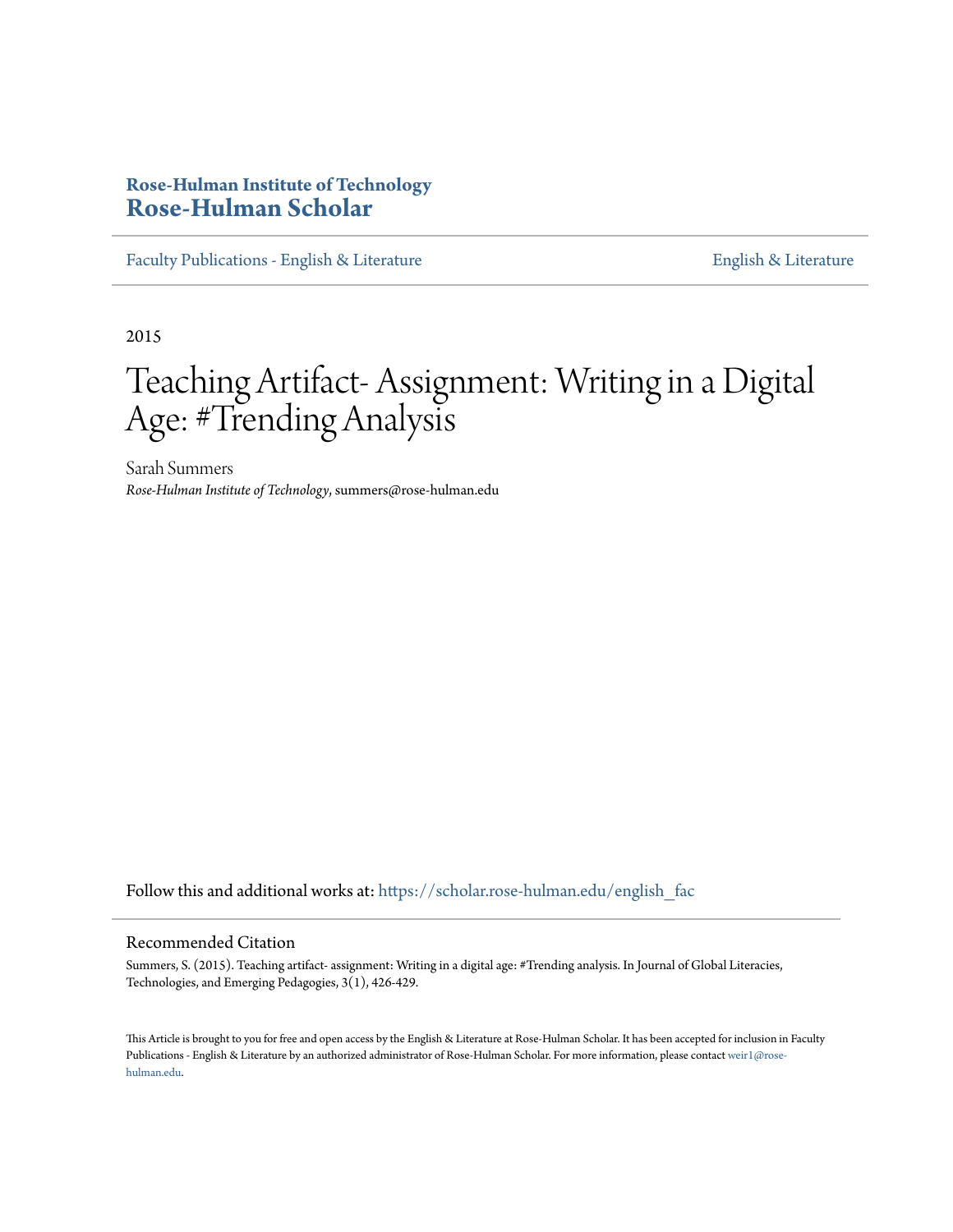**Rose-Hulman Institute of Technology**
**Rose-Hulman Scholar**

Faculty Publications - English & Literature | English & Literature

2015

# Teaching Artifact- Assignment: Writing in a Digital Age: #Trending Analysis

Sarah Summers
*Rose-Hulman Institute of Technology*, summers@rose-hulman.edu

Follow this and additional works at: https://scholar.rose-hulman.edu/english_fac

## Recommended Citation

Summers, S. (2015). Teaching artifact- assignment: Writing in a digital age: #Trending analysis. In Journal of Global Literacies, Technologies, and Emerging Pedagogies, 3(1), 426-429.

This Article is brought to you for free and open access by the English & Literature at Rose-Hulman Scholar. It has been accepted for inclusion in Faculty Publications - English & Literature by an authorized administrator of Rose-Hulman Scholar. For more information, please contact weir1@rose-hulman.edu.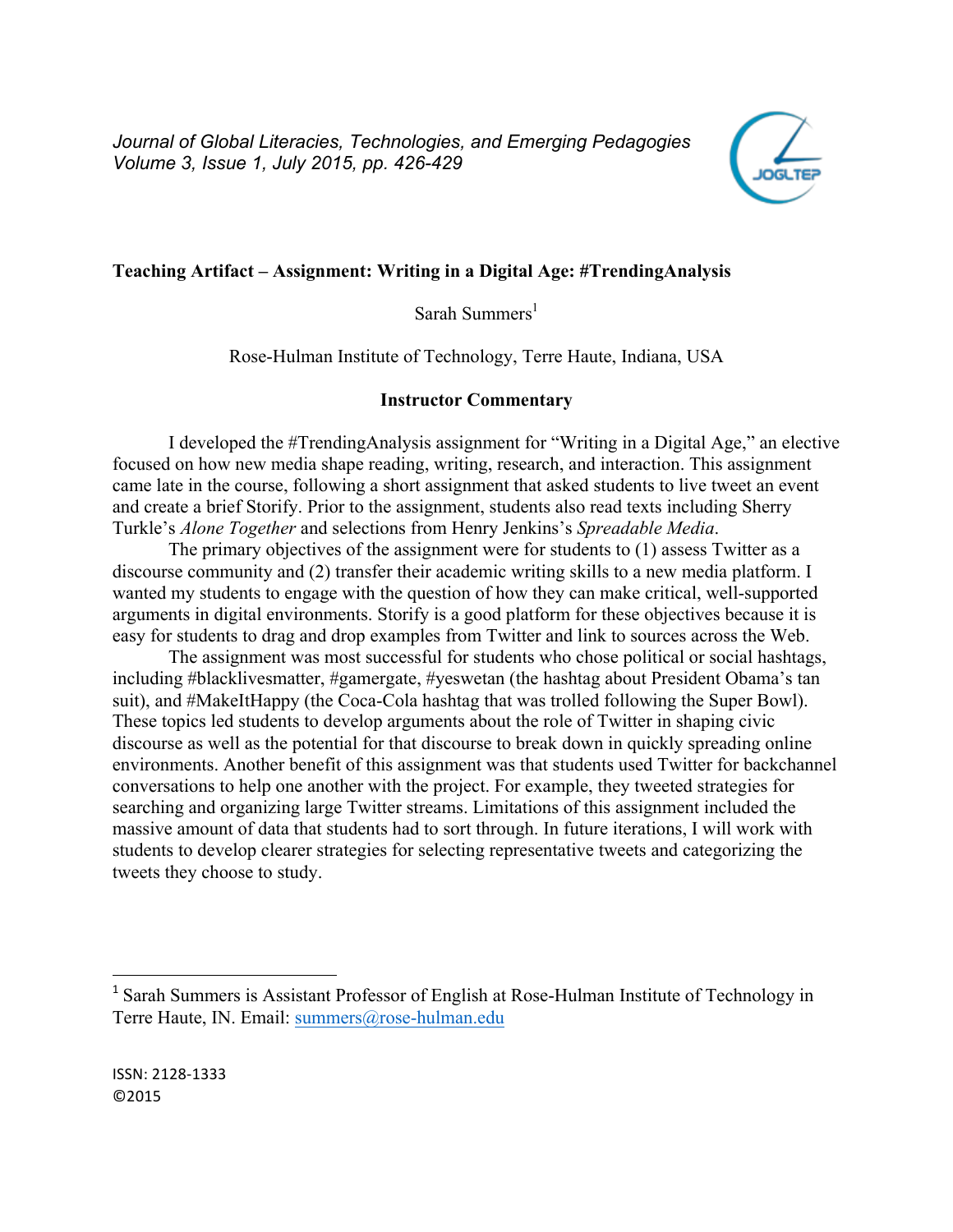**Teaching Artifact – Assignment: Writing in a Digital Age: #TrendingAnalysis**

Sarah Summers[1]

Rose-Hulman Institute of Technology, Terre Haute, Indiana, USA

## Instructor Commentary

I developed the #TrendingAnalysis assignment for "Writing in a Digital Age," an elective focused on how new media shape reading, writing, research, and interaction. This assignment came late in the course, following a short assignment that asked students to live tweet an event and create a brief Storify. Prior to the assignment, students also read texts including Sherry Turkle's *Alone Together* and selections from Henry Jenkins's *Spreadable Media*.

The primary objectives of the assignment were for students to (1) assess Twitter as a discourse community and (2) transfer their academic writing skills to a new media platform. I wanted my students to engage with the question of how they can make critical, well-supported arguments in digital environments. Storify is a good platform for these objectives because it is easy for students to drag and drop examples from Twitter and link to sources across the Web.

The assignment was most successful for students who chose political or social hashtags, including #blacklivesmatter, #gamergate, #yeswetan (the hashtag about President Obama's tan suit), and #MakeItHappy (the Coca-Cola hashtag that was trolled following the Super Bowl). These topics led students to develop arguments about the role of Twitter in shaping civic discourse as well as the potential for that discourse to break down in quickly spreading online environments. Another benefit of this assignment was that students used Twitter for backchannel conversations to help one another with the project. For example, they tweeted strategies for searching and organizing large Twitter streams. Limitations of this assignment included the massive amount of data that students had to sort through. In future iterations, I will work with students to develop clearer strategies for selecting representative tweets and categorizing the tweets they choose to study.

[1] Sarah Summers is Assistant Professor of English at Rose-Hulman Institute of Technology in Terre Haute, IN. Email: summers@rose-hulman.edu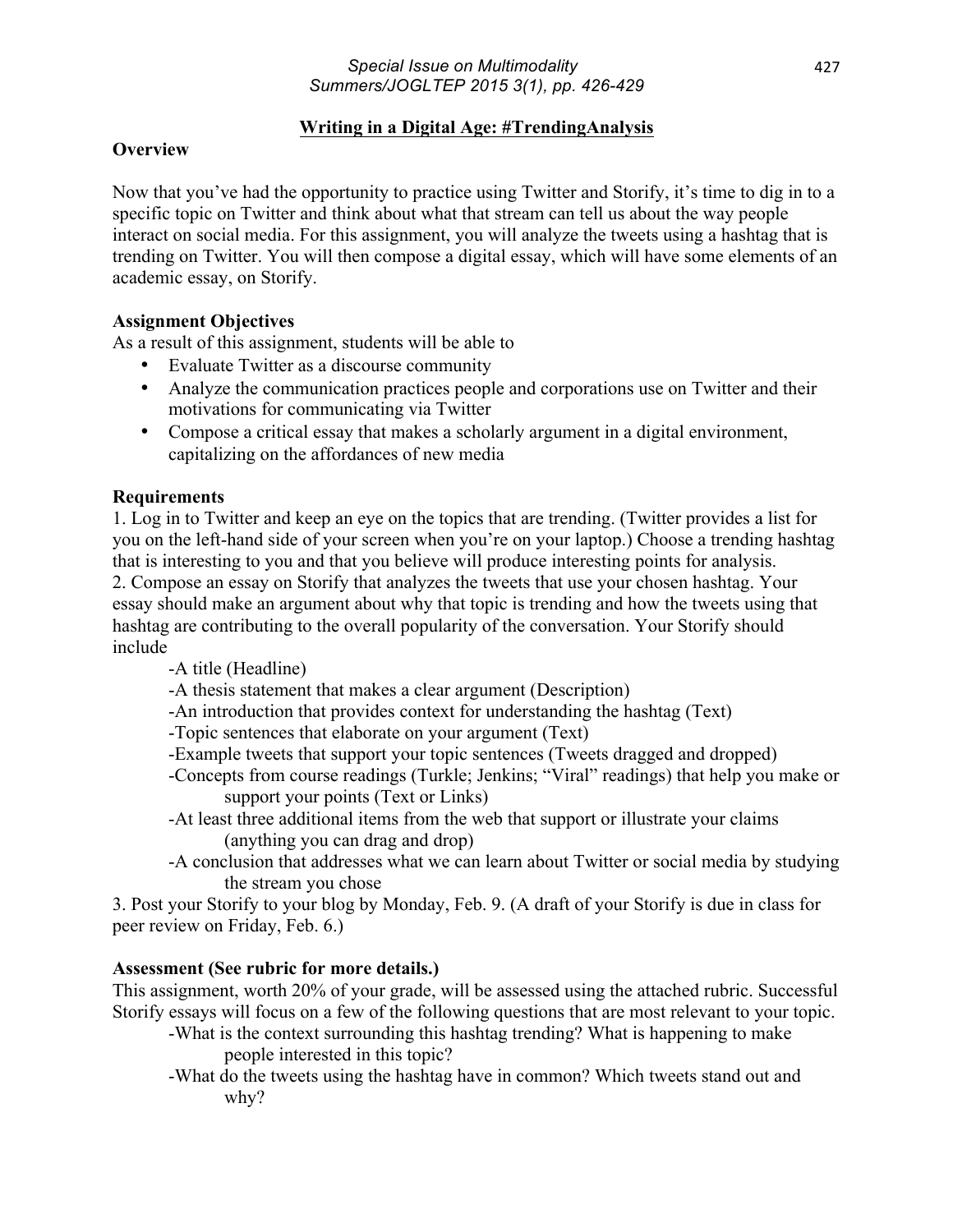## Writing in a Digital Age: #TrendingAnalysis

**Overview**

Now that you've had the opportunity to practice using Twitter and Storify, it's time to dig in to a specific topic on Twitter and think about what that stream can tell us about the way people interact on social media. For this assignment, you will analyze the tweets using a hashtag that is trending on Twitter. You will then compose a digital essay, which will have some elements of an academic essay, on Storify.

**Assignment Objectives**

As a result of this assignment, students will be able to

- Evaluate Twitter as a discourse community
- Analyze the communication practices people and corporations use on Twitter and their motivations for communicating via Twitter
- Compose a critical essay that makes a scholarly argument in a digital environment, capitalizing on the affordances of new media

**Requirements**

1. Log in to Twitter and keep an eye on the topics that are trending. (Twitter provides a list for you on the left-hand side of your screen when you're on your laptop.) Choose a trending hashtag that is interesting to you and that you believe will produce interesting points for analysis.
2. Compose an essay on Storify that analyzes the tweets that use your chosen hashtag. Your essay should make an argument about why that topic is trending and how the tweets using that hashtag are contributing to the overall popularity of the conversation. Your Storify should include
   - -A title (Headline)
   - -A thesis statement that makes a clear argument (Description)
   - -An introduction that provides context for understanding the hashtag (Text)
   - -Topic sentences that elaborate on your argument (Text)
   - -Example tweets that support your topic sentences (Tweets dragged and dropped)
   - -Concepts from course readings (Turkle; Jenkins; "Viral" readings) that help you make or support your points (Text or Links)
   - -At least three additional items from the web that support or illustrate your claims (anything you can drag and drop)
   - -A conclusion that addresses what we can learn about Twitter or social media by studying the stream you chose
3. Post your Storify to your blog by Monday, Feb. 9. (A draft of your Storify is due in class for peer review on Friday, Feb. 6.)

**Assessment (See rubric for more details.)**

This assignment, worth 20% of your grade, will be assessed using the attached rubric. Successful Storify essays will focus on a few of the following questions that are most relevant to your topic.

- -What is the context surrounding this hashtag trending? What is happening to make people interested in this topic?
- -What do the tweets using the hashtag have in common? Which tweets stand out and why?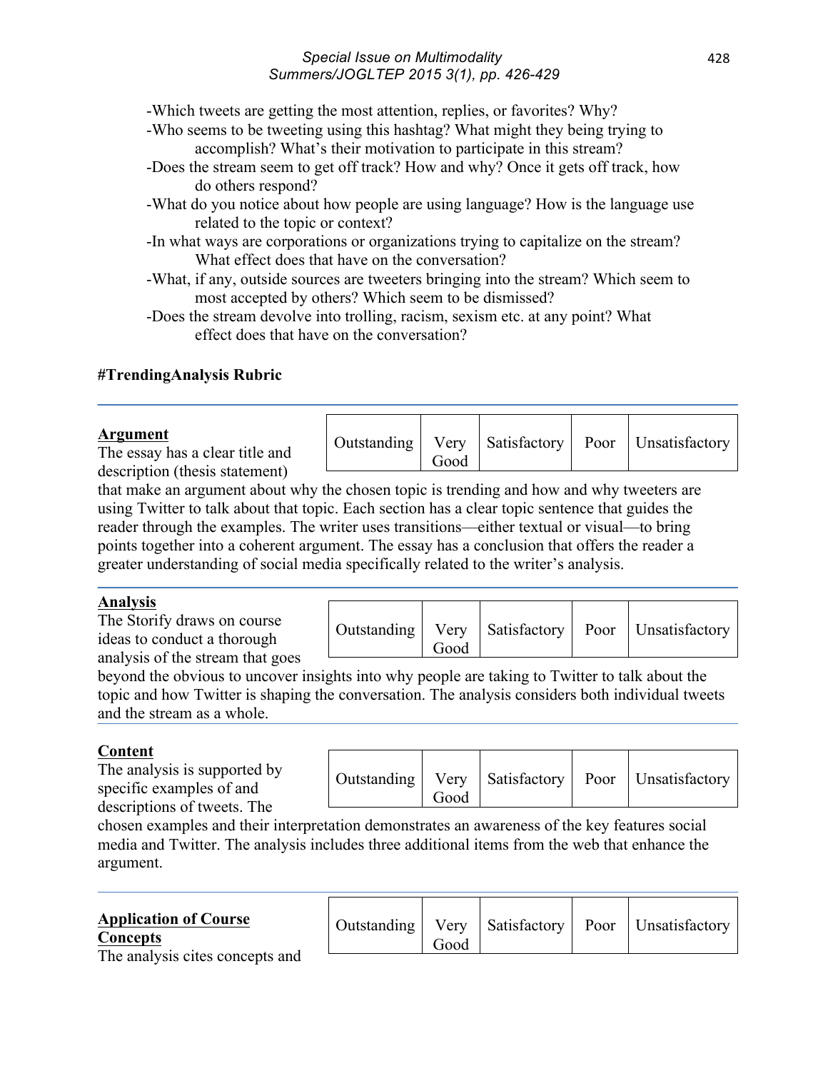-Which tweets are getting the most attention, replies, or favorites? Why?
-Who seems to be tweeting using this hashtag? What might they being trying to accomplish? What's their motivation to participate in this stream?
-Does the stream seem to get off track? How and why? Once it gets off track, how do others respond?
-What do you notice about how people are using language? How is the language use related to the topic or context?
-In what ways are corporations or organizations trying to capitalize on the stream? What effect does that have on the conversation?
-What, if any, outside sources are tweeters bringing into the stream? Which seem to most accepted by others? Which seem to be dismissed?
-Does the stream devolve into trolling, racism, sexism etc. at any point? What effect does that have on the conversation?

**#TrendingAnalysis Rubric**

**Argument**
The essay has a clear title and description (thesis statement) that make an argument about why the chosen topic is trending and how and why tweeters are using Twitter to talk about that topic. Each section has a clear topic sentence that guides the reader through the examples. The writer uses transitions—either textual or visual—to bring points together into a coherent argument. The essay has a conclusion that offers the reader a greater understanding of social media specifically related to the writer's analysis.

| Outstanding | Very Good | Satisfactory | Poor | Unsatisfactory |
|---|---|---|---|---|

**Analysis**
The Storify draws on course ideas to conduct a thorough analysis of the stream that goes beyond the obvious to uncover insights into why people are taking to Twitter to talk about the topic and how Twitter is shaping the conversation. The analysis considers both individual tweets and the stream as a whole.

| Outstanding | Very Good | Satisfactory | Poor | Unsatisfactory |
|---|---|---|---|---|

**Content**
The analysis is supported by specific examples of and descriptions of tweets. The chosen examples and their interpretation demonstrates an awareness of the key features social media and Twitter. The analysis includes three additional items from the web that enhance the argument.

| Outstanding | Very Good | Satisfactory | Poor | Unsatisfactory |
|---|---|---|---|---|

**Application of Course Concepts**
The analysis cites concepts and

| Outstanding | Very Good | Satisfactory | Poor | Unsatisfactory |
|---|---|---|---|---|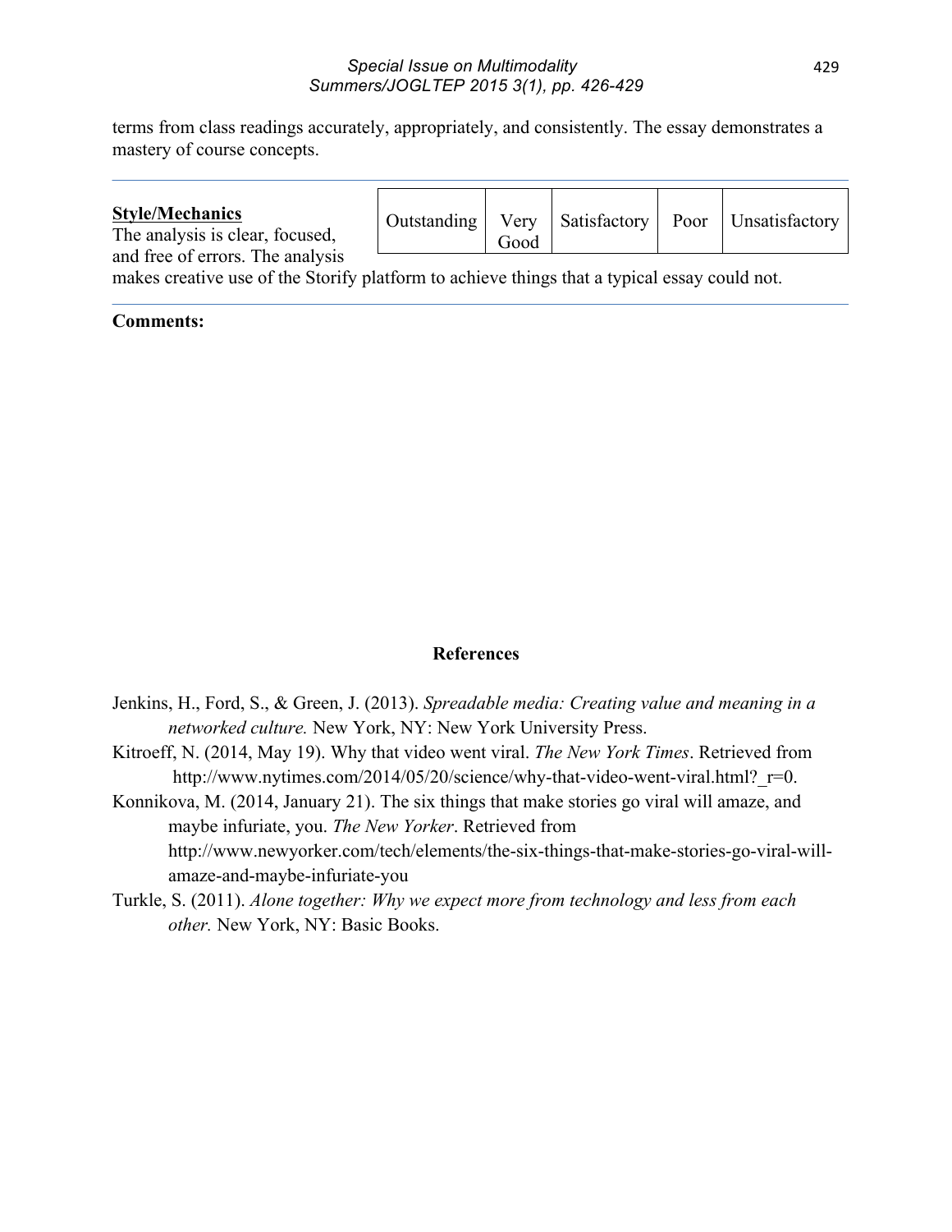terms from class readings accurately, appropriately, and consistently. The essay demonstrates a mastery of course concepts.

---

**Style/Mechanics**

The analysis is clear, focused, and free of errors. The analysis makes creative use of the Storify platform to achieve things that a typical essay could not.

| Outstanding | Very Good | Satisfactory | Poor | Unsatisfactory |
|---|---|---|---|---|

---

**Comments:**

## References

Jenkins, H., Ford, S., & Green, J. (2013). *Spreadable media: Creating value and meaning in a networked culture.* New York, NY: New York University Press.

Kitroeff, N. (2014, May 19). Why that video went viral. *The New York Times*. Retrieved from http://www.nytimes.com/2014/05/20/science/why-that-video-went-viral.html?_r=0.

Konnikova, M. (2014, January 21). The six things that make stories go viral will amaze, and maybe infuriate, you. *The New Yorker*. Retrieved from http://www.newyorker.com/tech/elements/the-six-things-that-make-stories-go-viral-will-amaze-and-maybe-infuriate-you

Turkle, S. (2011). *Alone together: Why we expect more from technology and less from each other.* New York, NY: Basic Books.